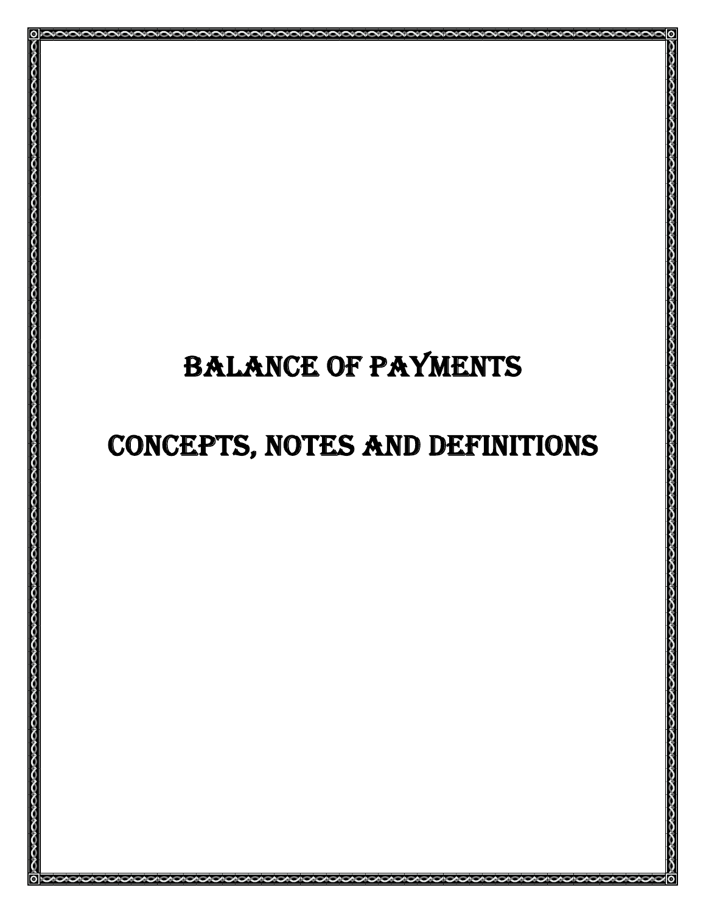# BALANCE OF PAYMENTS

# CONCEPTS, NOTES AND DEFINITIONS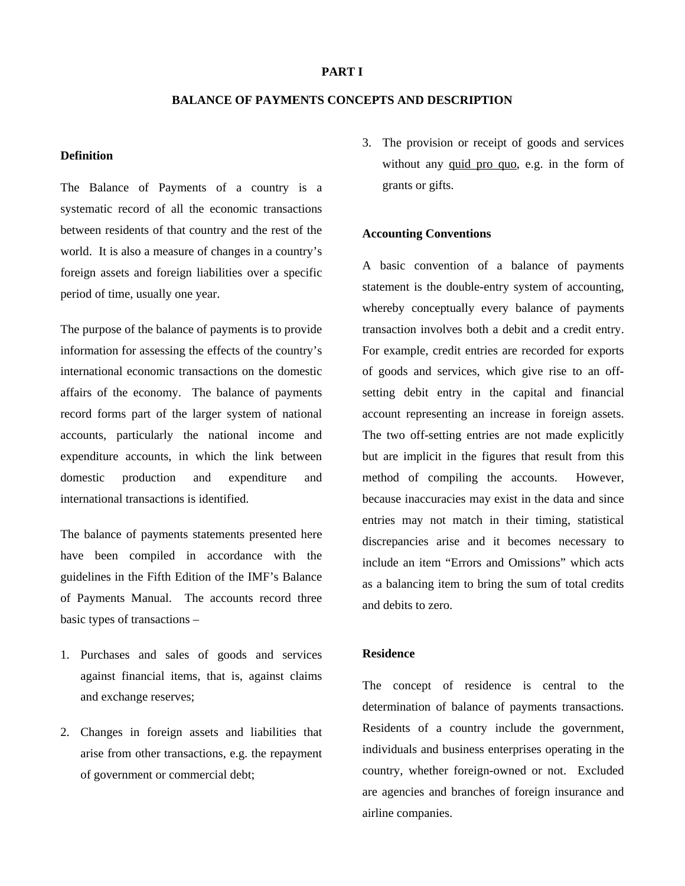# PART I

## BALANCE OF PAYMENTS CONCEPTS AND DESCRIPTION

### Definition

The Balance of Payments of a country is a systematic record of all the economic transactions between residents of that country and the rest of the world. It is also a measure of changes in a country's foreign assets and foreign liabilities over a specific period of time, usually one year.

The purpose of the balance of payments is to provide information for assessing the effects of the country's international economic transactions on the domestic affairs of the economy. The balance of payments record forms part of the larger system of national accounts, particularly the national income and expenditure accounts, in which the link between domestic production and expenditure and international transactions is identified.

The balance of payments statements presented here have been compiled in accordance with the guidelines in the Fifth Edition of the IMF's Balance of Payments Manual. The accounts record three basic types of transactions –

1. Purchases and sales of goods and services against financial items, that is, against claims and exchange reserves;
2. Changes in foreign assets and liabilities that arise from other transactions, e.g. the repayment of government or commercial debt;
3. The provision or receipt of goods and services without any quid pro quo, e.g. in the form of grants or gifts.

### Accounting Conventions

A basic convention of a balance of payments statement is the double-entry system of accounting, whereby conceptually every balance of payments transaction involves both a debit and a credit entry. For example, credit entries are recorded for exports of goods and services, which give rise to an off-setting debit entry in the capital and financial account representing an increase in foreign assets. The two off-setting entries are not made explicitly but are implicit in the figures that result from this method of compiling the accounts. However, because inaccuracies may exist in the data and since entries may not match in their timing, statistical discrepancies arise and it becomes necessary to include an item "Errors and Omissions" which acts as a balancing item to bring the sum of total credits and debits to zero.

### Residence

The concept of residence is central to the determination of balance of payments transactions. Residents of a country include the government, individuals and business enterprises operating in the country, whether foreign-owned or not. Excluded are agencies and branches of foreign insurance and airline companies.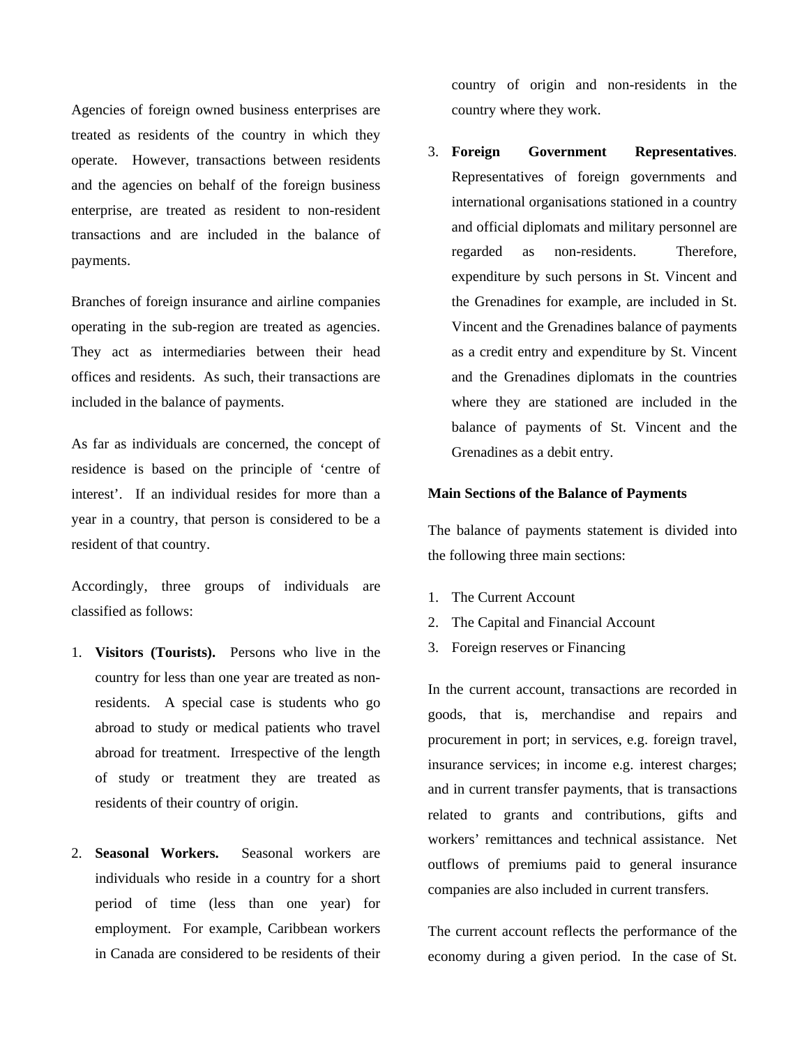Agencies of foreign owned business enterprises are treated as residents of the country in which they operate. However, transactions between residents and the agencies on behalf of the foreign business enterprise, are treated as resident to non-resident transactions and are included in the balance of payments.

Branches of foreign insurance and airline companies operating in the sub-region are treated as agencies. They act as intermediaries between their head offices and residents. As such, their transactions are included in the balance of payments.

As far as individuals are concerned, the concept of residence is based on the principle of 'centre of interest'. If an individual resides for more than a year in a country, that person is considered to be a resident of that country.

Accordingly, three groups of individuals are classified as follows:

1. **Visitors (Tourists).** Persons who live in the country for less than one year are treated as non-residents. A special case is students who go abroad to study or medical patients who travel abroad for treatment. Irrespective of the length of study or treatment they are treated as residents of their country of origin.

2. **Seasonal Workers.** Seasonal workers are individuals who reside in a country for a short period of time (less than one year) for employment. For example, Caribbean workers in Canada are considered to be residents of their country of origin and non-residents in the country where they work.

3. **Foreign Government Representatives**. Representatives of foreign governments and international organisations stationed in a country and official diplomats and military personnel are regarded as non-residents. Therefore, expenditure by such persons in St. Vincent and the Grenadines for example, are included in St. Vincent and the Grenadines balance of payments as a credit entry and expenditure by St. Vincent and the Grenadines diplomats in the countries where they are stationed are included in the balance of payments of St. Vincent and the Grenadines as a debit entry.

**Main Sections of the Balance of Payments**

The balance of payments statement is divided into the following three main sections:

1. The Current Account
2. The Capital and Financial Account
3. Foreign reserves or Financing

In the current account, transactions are recorded in goods, that is, merchandise and repairs and procurement in port; in services, e.g. foreign travel, insurance services; in income e.g. interest charges; and in current transfer payments, that is transactions related to grants and contributions, gifts and workers' remittances and technical assistance. Net outflows of premiums paid to general insurance companies are also included in current transfers.

The current account reflects the performance of the economy during a given period. In the case of St.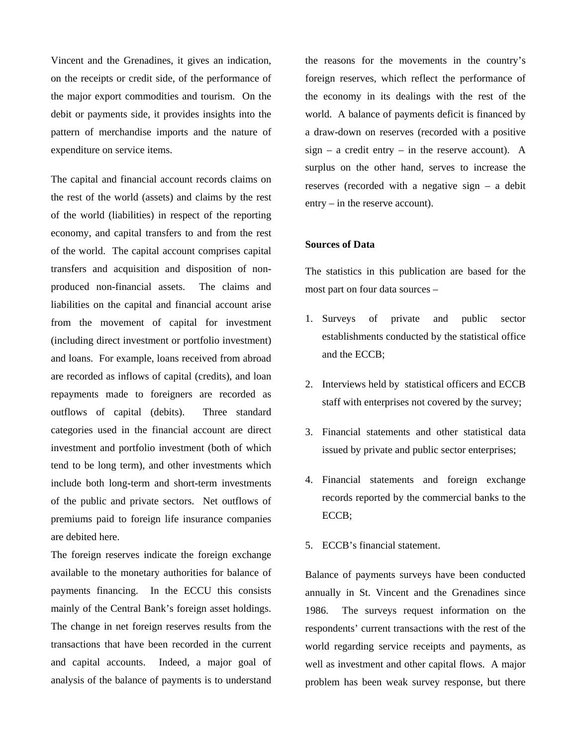Vincent and the Grenadines, it gives an indication, on the receipts or credit side, of the performance of the major export commodities and tourism. On the debit or payments side, it provides insights into the pattern of merchandise imports and the nature of expenditure on service items.

The capital and financial account records claims on the rest of the world (assets) and claims by the rest of the world (liabilities) in respect of the reporting economy, and capital transfers to and from the rest of the world. The capital account comprises capital transfers and acquisition and disposition of non-produced non-financial assets. The claims and liabilities on the capital and financial account arise from the movement of capital for investment (including direct investment or portfolio investment) and loans. For example, loans received from abroad are recorded as inflows of capital (credits), and loan repayments made to foreigners are recorded as outflows of capital (debits). Three standard categories used in the financial account are direct investment and portfolio investment (both of which tend to be long term), and other investments which include both long-term and short-term investments of the public and private sectors. Net outflows of premiums paid to foreign life insurance companies are debited here.

The foreign reserves indicate the foreign exchange available to the monetary authorities for balance of payments financing. In the ECCU this consists mainly of the Central Bank's foreign asset holdings. The change in net foreign reserves results from the transactions that have been recorded in the current and capital accounts. Indeed, a major goal of analysis of the balance of payments is to understand the reasons for the movements in the country's foreign reserves, which reflect the performance of the economy in its dealings with the rest of the world. A balance of payments deficit is financed by a draw-down on reserves (recorded with a positive sign – a credit entry – in the reserve account). A surplus on the other hand, serves to increase the reserves (recorded with a negative sign – a debit entry – in the reserve account).

**Sources of Data**

The statistics in this publication are based for the most part on four data sources –

1. Surveys of private and public sector establishments conducted by the statistical office and the ECCB;
2. Interviews held by statistical officers and ECCB staff with enterprises not covered by the survey;
3. Financial statements and other statistical data issued by private and public sector enterprises;
4. Financial statements and foreign exchange records reported by the commercial banks to the ECCB;
5. ECCB's financial statement.

Balance of payments surveys have been conducted annually in St. Vincent and the Grenadines since 1986. The surveys request information on the respondents' current transactions with the rest of the world regarding service receipts and payments, as well as investment and other capital flows. A major problem has been weak survey response, but there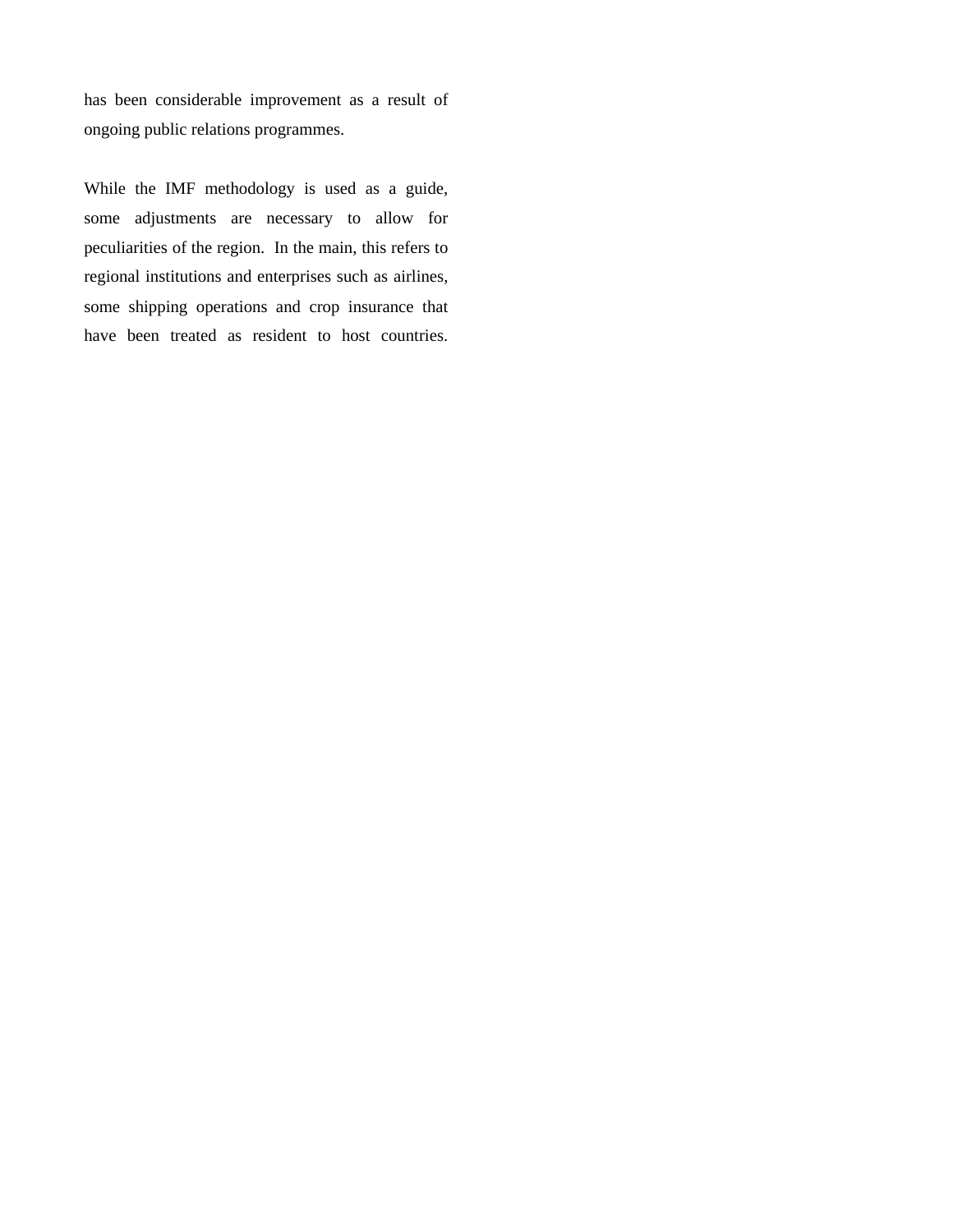has been considerable improvement as a result of ongoing public relations programmes.

While the IMF methodology is used as a guide, some adjustments are necessary to allow for peculiarities of the region. In the main, this refers to regional institutions and enterprises such as airlines, some shipping operations and crop insurance that have been treated as resident to host countries.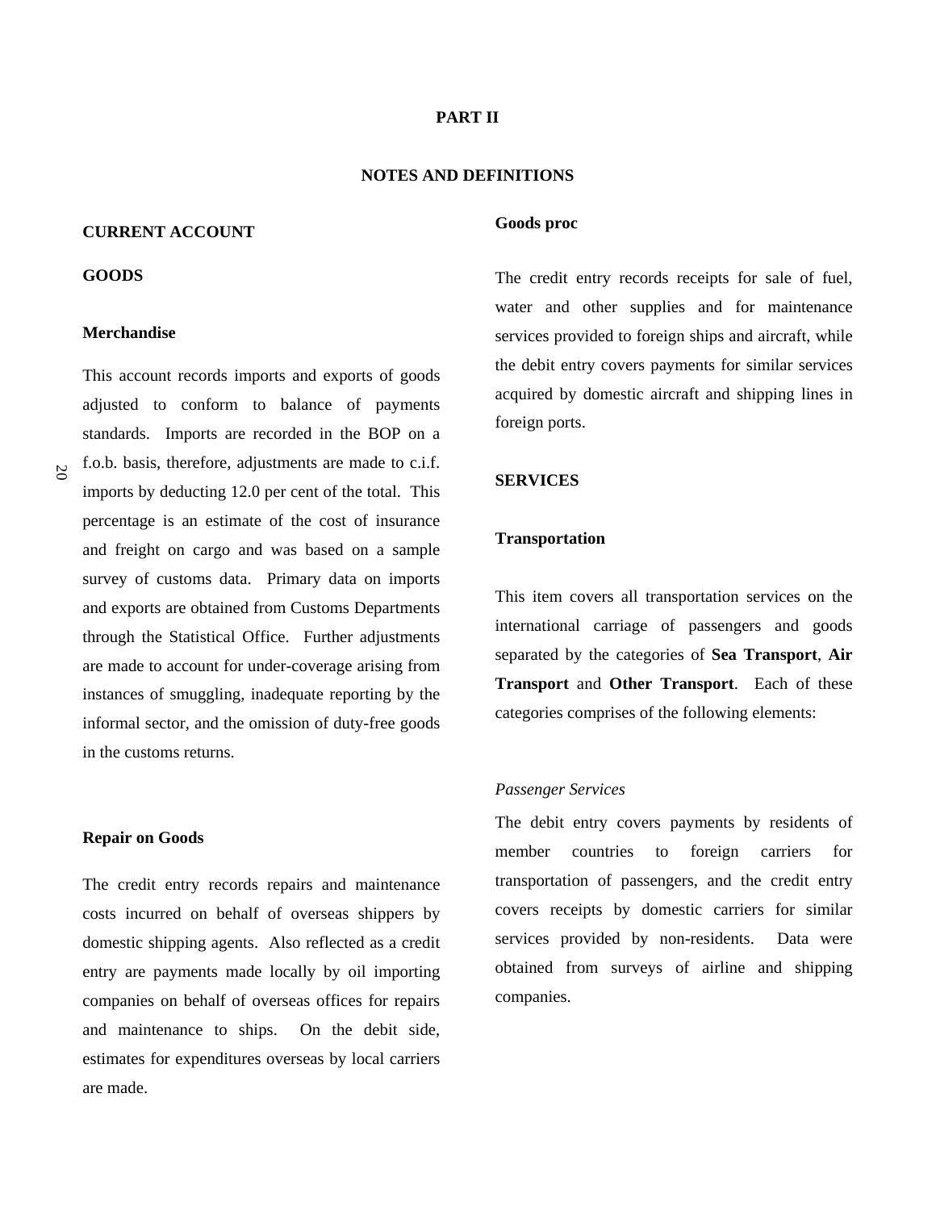# PART II

## NOTES AND DEFINITIONS

### CURRENT ACCOUNT

### GOODS

#### Merchandise

This account records imports and exports of goods adjusted to conform to balance of payments standards. Imports are recorded in the BOP on a f.o.b. basis, therefore, adjustments are made to c.i.f. imports by deducting 12.0 per cent of the total. This percentage is an estimate of the cost of insurance and freight on cargo and was based on a sample survey of customs data. Primary data on imports and exports are obtained from Customs Departments through the Statistical Office. Further adjustments are made to account for under-coverage arising from instances of smuggling, inadequate reporting by the informal sector, and the omission of duty-free goods in the customs returns.

#### Repair on Goods

The credit entry records repairs and maintenance costs incurred on behalf of overseas shippers by domestic shipping agents. Also reflected as a credit entry are payments made locally by oil importing companies on behalf of overseas offices for repairs and maintenance to ships. On the debit side, estimates for expenditures overseas by local carriers are made.

#### Goods proc

The credit entry records receipts for sale of fuel, water and other supplies and for maintenance services provided to foreign ships and aircraft, while the debit entry covers payments for similar services acquired by domestic aircraft and shipping lines in foreign ports.

### SERVICES

#### Transportation

This item covers all transportation services on the international carriage of passengers and goods separated by the categories of **Sea Transport**, **Air Transport** and **Other Transport**. Each of these categories comprises of the following elements:

*Passenger Services*

The debit entry covers payments by residents of member countries to foreign carriers for transportation of passengers, and the credit entry covers receipts by domestic carriers for similar services provided by non-residents. Data were obtained from surveys of airline and shipping companies.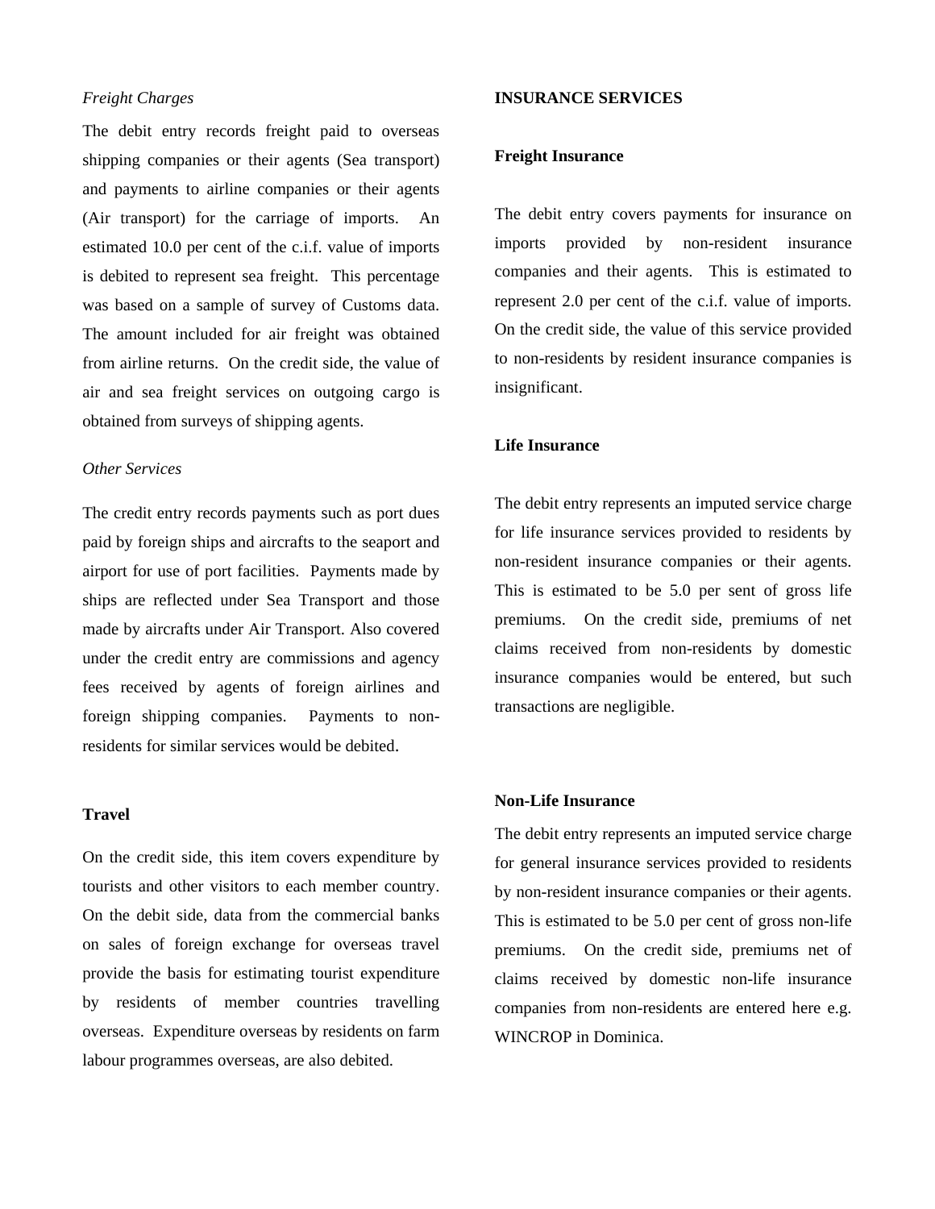*Freight Charges*

The debit entry records freight paid to overseas shipping companies or their agents (Sea transport) and payments to airline companies or their agents (Air transport) for the carriage of imports. An estimated 10.0 per cent of the c.i.f. value of imports is debited to represent sea freight. This percentage was based on a sample of survey of Customs data. The amount included for air freight was obtained from airline returns. On the credit side, the value of air and sea freight services on outgoing cargo is obtained from surveys of shipping agents.

*Other Services*

The credit entry records payments such as port dues paid by foreign ships and aircrafts to the seaport and airport for use of port facilities. Payments made by ships are reflected under Sea Transport and those made by aircrafts under Air Transport. Also covered under the credit entry are commissions and agency fees received by agents of foreign airlines and foreign shipping companies. Payments to non-residents for similar services would be debited.

**Travel**

On the credit side, this item covers expenditure by tourists and other visitors to each member country. On the debit side, data from the commercial banks on sales of foreign exchange for overseas travel provide the basis for estimating tourist expenditure by residents of member countries travelling overseas. Expenditure overseas by residents on farm labour programmes overseas, are also debited.

**INSURANCE SERVICES**

**Freight Insurance**

The debit entry covers payments for insurance on imports provided by non-resident insurance companies and their agents. This is estimated to represent 2.0 per cent of the c.i.f. value of imports. On the credit side, the value of this service provided to non-residents by resident insurance companies is insignificant.

**Life Insurance**

The debit entry represents an imputed service charge for life insurance services provided to residents by non-resident insurance companies or their agents. This is estimated to be 5.0 per sent of gross life premiums. On the credit side, premiums of net claims received from non-residents by domestic insurance companies would be entered, but such transactions are negligible.

**Non-Life Insurance**

The debit entry represents an imputed service charge for general insurance services provided to residents by non-resident insurance companies or their agents. This is estimated to be 5.0 per cent of gross non-life premiums. On the credit side, premiums net of claims received by domestic non-life insurance companies from non-residents are entered here e.g. WINCROP in Dominica.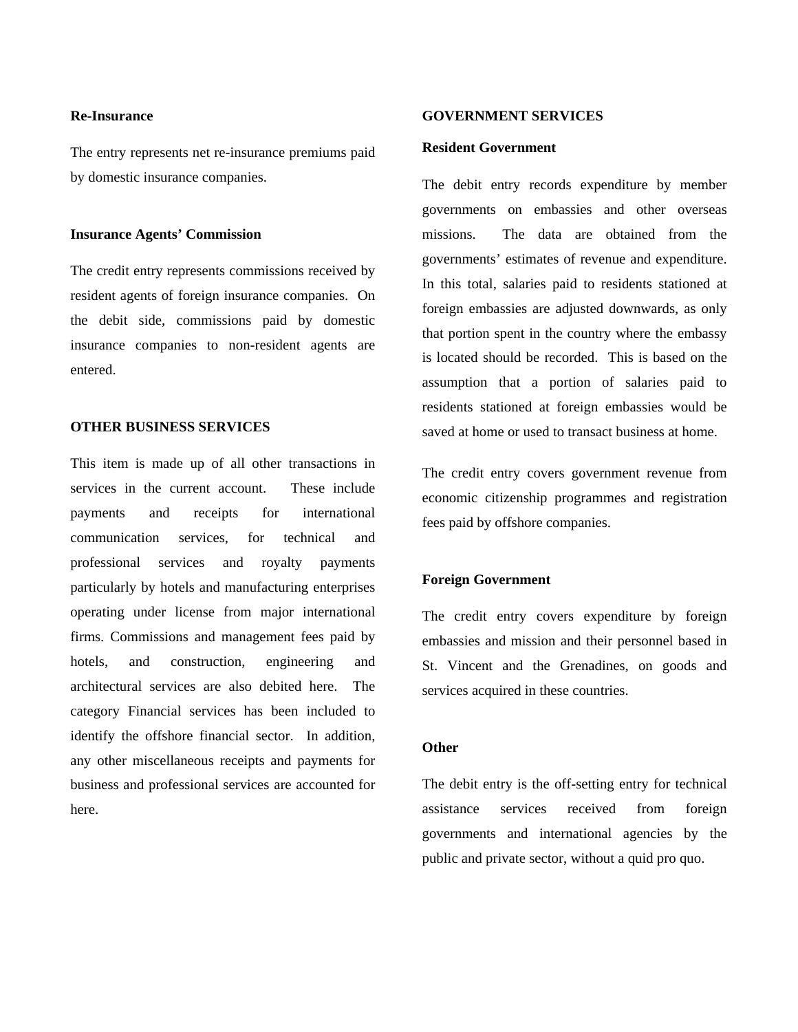**Re-Insurance**

The entry represents net re-insurance premiums paid by domestic insurance companies.

**Insurance Agents' Commission**

The credit entry represents commissions received by resident agents of foreign insurance companies. On the debit side, commissions paid by domestic insurance companies to non-resident agents are entered.

**OTHER BUSINESS SERVICES**

This item is made up of all other transactions in services in the current account. These include payments and receipts for international communication services, for technical and professional services and royalty payments particularly by hotels and manufacturing enterprises operating under license from major international firms. Commissions and management fees paid by hotels, and construction, engineering and architectural services are also debited here. The category Financial services has been included to identify the offshore financial sector. In addition, any other miscellaneous receipts and payments for business and professional services are accounted for here.

**GOVERNMENT SERVICES**

**Resident Government**

The debit entry records expenditure by member governments on embassies and other overseas missions. The data are obtained from the governments' estimates of revenue and expenditure. In this total, salaries paid to residents stationed at foreign embassies are adjusted downwards, as only that portion spent in the country where the embassy is located should be recorded. This is based on the assumption that a portion of salaries paid to residents stationed at foreign embassies would be saved at home or used to transact business at home.

The credit entry covers government revenue from economic citizenship programmes and registration fees paid by offshore companies.

**Foreign Government**

The credit entry covers expenditure by foreign embassies and mission and their personnel based in St. Vincent and the Grenadines, on goods and services acquired in these countries.

**Other**

The debit entry is the off-setting entry for technical assistance services received from foreign governments and international agencies by the public and private sector, without a quid pro quo.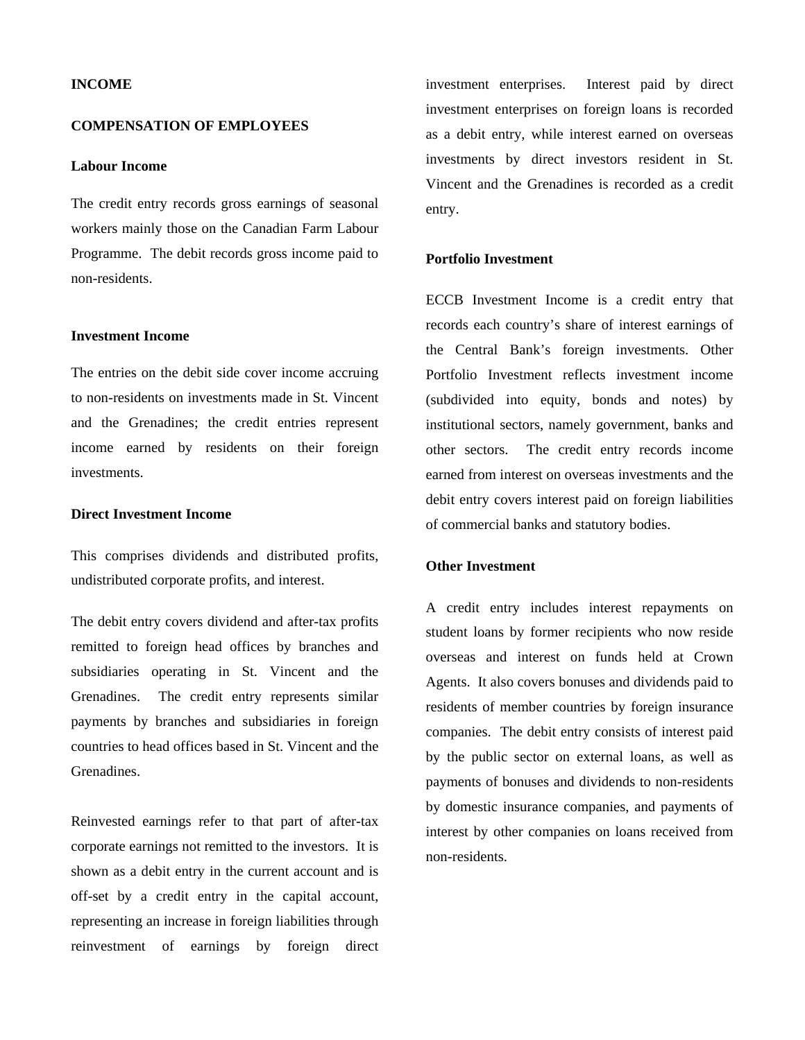## INCOME

### COMPENSATION OF EMPLOYEES

#### Labour Income

The credit entry records gross earnings of seasonal workers mainly those on the Canadian Farm Labour Programme. The debit records gross income paid to non-residents.

#### Investment Income

The entries on the debit side cover income accruing to non-residents on investments made in St. Vincent and the Grenadines; the credit entries represent income earned by residents on their foreign investments.

#### Direct Investment Income

This comprises dividends and distributed profits, undistributed corporate profits, and interest.

The debit entry covers dividend and after-tax profits remitted to foreign head offices by branches and subsidiaries operating in St. Vincent and the Grenadines. The credit entry represents similar payments by branches and subsidiaries in foreign countries to head offices based in St. Vincent and the Grenadines.

Reinvested earnings refer to that part of after-tax corporate earnings not remitted to the investors. It is shown as a debit entry in the current account and is off-set by a credit entry in the capital account, representing an increase in foreign liabilities through reinvestment of earnings by foreign direct investment enterprises. Interest paid by direct investment enterprises on foreign loans is recorded as a debit entry, while interest earned on overseas investments by direct investors resident in St. Vincent and the Grenadines is recorded as a credit entry.

#### Portfolio Investment

ECCB Investment Income is a credit entry that records each country's share of interest earnings of the Central Bank's foreign investments. Other Portfolio Investment reflects investment income (subdivided into equity, bonds and notes) by institutional sectors, namely government, banks and other sectors. The credit entry records income earned from interest on overseas investments and the debit entry covers interest paid on foreign liabilities of commercial banks and statutory bodies.

#### Other Investment

A credit entry includes interest repayments on student loans by former recipients who now reside overseas and interest on funds held at Crown Agents. It also covers bonuses and dividends paid to residents of member countries by foreign insurance companies. The debit entry consists of interest paid by the public sector on external loans, as well as payments of bonuses and dividends to non-residents by domestic insurance companies, and payments of interest by other companies on loans received from non-residents.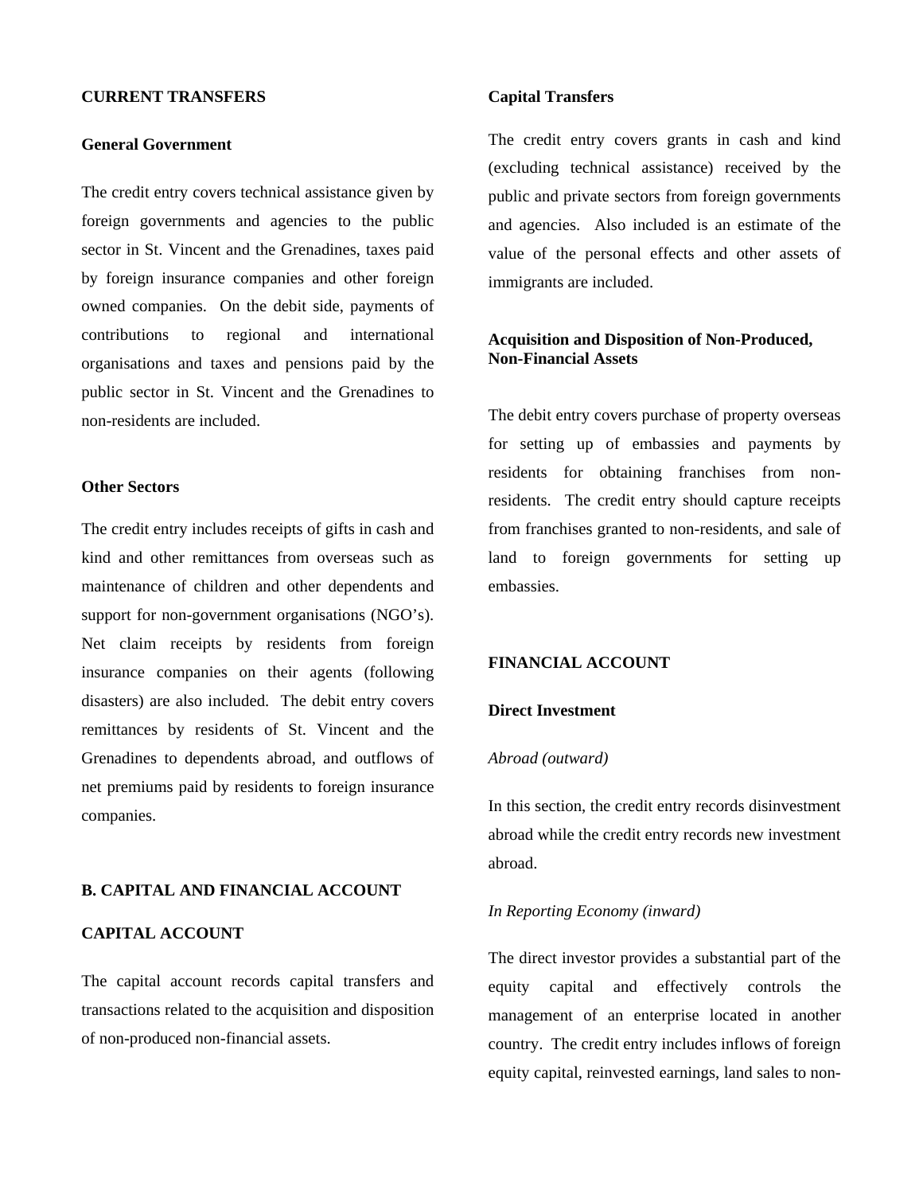**CURRENT TRANSFERS**

**General Government**

The credit entry covers technical assistance given by foreign governments and agencies to the public sector in St. Vincent and the Grenadines, taxes paid by foreign insurance companies and other foreign owned companies. On the debit side, payments of contributions to regional and international organisations and taxes and pensions paid by the public sector in St. Vincent and the Grenadines to non-residents are included.

**Other Sectors**

The credit entry includes receipts of gifts in cash and kind and other remittances from overseas such as maintenance of children and other dependents and support for non-government organisations (NGO's). Net claim receipts by residents from foreign insurance companies on their agents (following disasters) are also included. The debit entry covers remittances by residents of St. Vincent and the Grenadines to dependents abroad, and outflows of net premiums paid by residents to foreign insurance companies.

**B. CAPITAL AND FINANCIAL ACCOUNT**

**CAPITAL ACCOUNT**

The capital account records capital transfers and transactions related to the acquisition and disposition of non-produced non-financial assets.

**Capital Transfers**

The credit entry covers grants in cash and kind (excluding technical assistance) received by the public and private sectors from foreign governments and agencies. Also included is an estimate of the value of the personal effects and other assets of immigrants are included.

**Acquisition and Disposition of Non-Produced, Non-Financial Assets**

The debit entry covers purchase of property overseas for setting up of embassies and payments by residents for obtaining franchises from non-residents. The credit entry should capture receipts from franchises granted to non-residents, and sale of land to foreign governments for setting up embassies.

**FINANCIAL ACCOUNT**

**Direct Investment**

*Abroad (outward)*

In this section, the credit entry records disinvestment abroad while the credit entry records new investment abroad.

*In Reporting Economy (inward)*

The direct investor provides a substantial part of the equity capital and effectively controls the management of an enterprise located in another country. The credit entry includes inflows of foreign equity capital, reinvested earnings, land sales to non-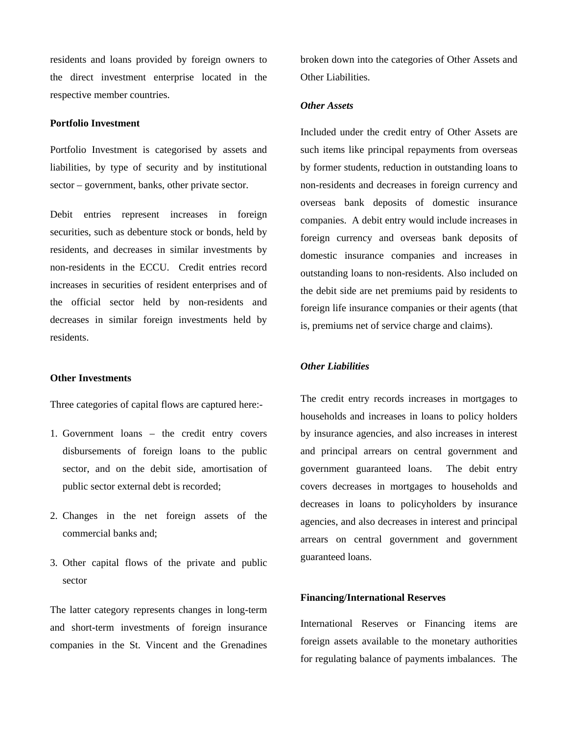residents and loans provided by foreign owners to the direct investment enterprise located in the respective member countries.

**Portfolio Investment**

Portfolio Investment is categorised by assets and liabilities, by type of security and by institutional sector – government, banks, other private sector.

Debit entries represent increases in foreign securities, such as debenture stock or bonds, held by residents, and decreases in similar investments by non-residents in the ECCU. Credit entries record increases in securities of resident enterprises and of the official sector held by non-residents and decreases in similar foreign investments held by residents.

**Other Investments**

Three categories of capital flows are captured here:-

1. Government loans – the credit entry covers disbursements of foreign loans to the public sector, and on the debit side, amortisation of public sector external debt is recorded;

2. Changes in the net foreign assets of the commercial banks and;

3. Other capital flows of the private and public sector

The latter category represents changes in long-term and short-term investments of foreign insurance companies in the St. Vincent and the Grenadines broken down into the categories of Other Assets and Other Liabilities.

***Other Assets***

Included under the credit entry of Other Assets are such items like principal repayments from overseas by former students, reduction in outstanding loans to non-residents and decreases in foreign currency and overseas bank deposits of domestic insurance companies. A debit entry would include increases in foreign currency and overseas bank deposits of domestic insurance companies and increases in outstanding loans to non-residents. Also included on the debit side are net premiums paid by residents to foreign life insurance companies or their agents (that is, premiums net of service charge and claims).

***Other Liabilities***

The credit entry records increases in mortgages to households and increases in loans to policy holders by insurance agencies, and also increases in interest and principal arrears on central government and government guaranteed loans. The debit entry covers decreases in mortgages to households and decreases in loans to policyholders by insurance agencies, and also decreases in interest and principal arrears on central government and government guaranteed loans.

**Financing/International Reserves**

International Reserves or Financing items are foreign assets available to the monetary authorities for regulating balance of payments imbalances. The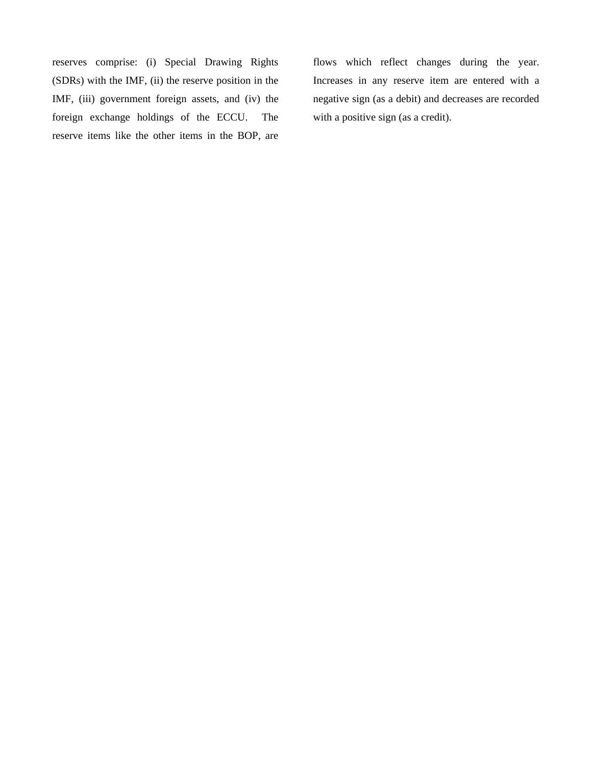reserves comprise: (i) Special Drawing Rights (SDRs) with the IMF, (ii) the reserve position in the IMF, (iii) government foreign assets, and (iv) the foreign exchange holdings of the ECCU. The reserve items like the other items in the BOP, are flows which reflect changes during the year. Increases in any reserve item are entered with a negative sign (as a debit) and decreases are recorded with a positive sign (as a credit).